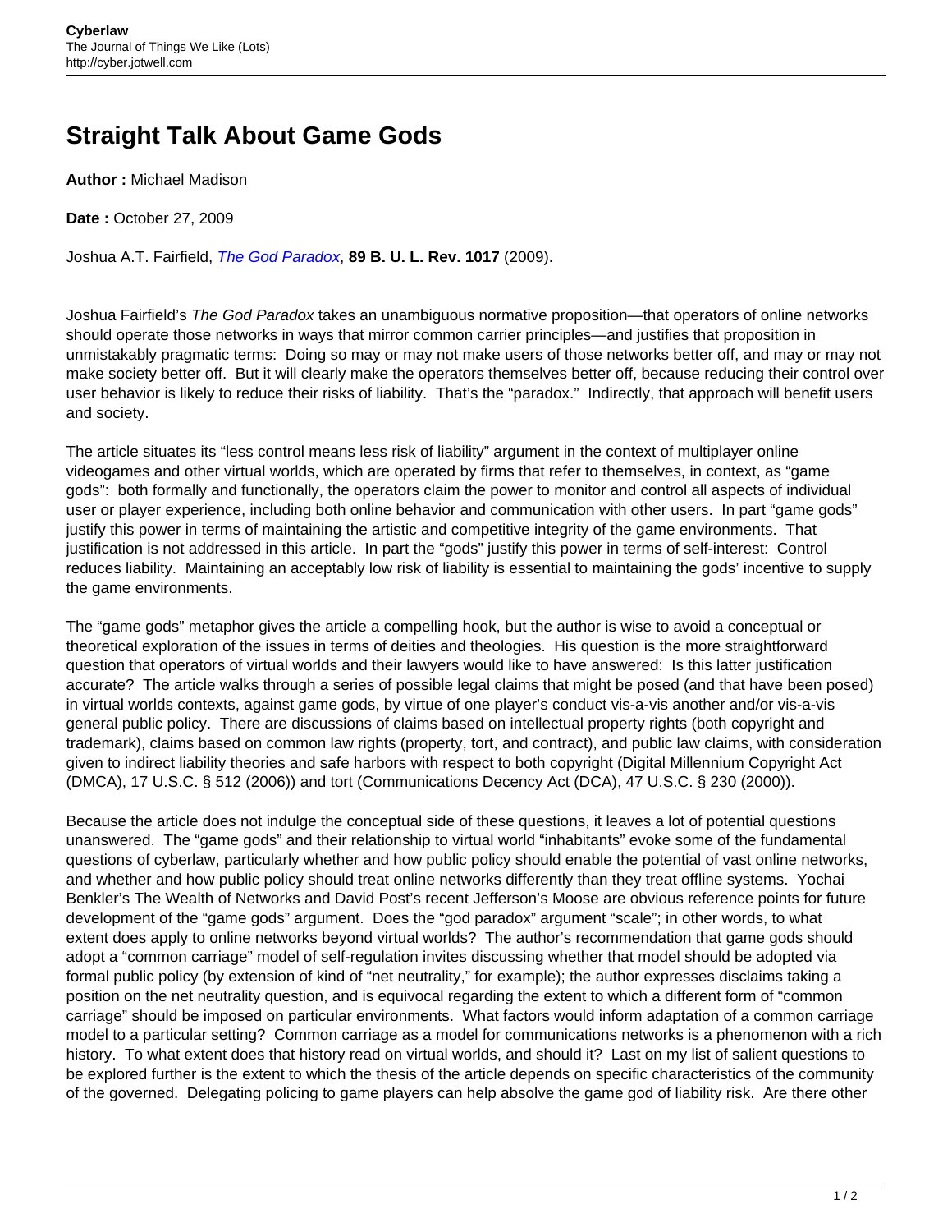# Straight Talk About Game Gods

**Author :** Michael Madison

**Date :** October 27, 2009

Joshua A.T. Fairfield, *The God Paradox*, **89 B. U. L. Rev. 1017** (2009).

Joshua Fairfield's *The God Paradox* takes an unambiguous normative proposition—that operators of online networks should operate those networks in ways that mirror common carrier principles—and justifies that proposition in unmistakably pragmatic terms: Doing so may or may not make users of those networks better off, and may or may not make society better off. But it will clearly make the operators themselves better off, because reducing their control over user behavior is likely to reduce their risks of liability. That's the "paradox." Indirectly, that approach will benefit users and society.

The article situates its "less control means less risk of liability" argument in the context of multiplayer online videogames and other virtual worlds, which are operated by firms that refer to themselves, in context, as "game gods": both formally and functionally, the operators claim the power to monitor and control all aspects of individual user or player experience, including both online behavior and communication with other users. In part "game gods" justify this power in terms of maintaining the artistic and competitive integrity of the game environments. That justification is not addressed in this article. In part the "gods" justify this power in terms of self-interest: Control reduces liability. Maintaining an acceptably low risk of liability is essential to maintaining the gods' incentive to supply the game environments.

The "game gods" metaphor gives the article a compelling hook, but the author is wise to avoid a conceptual or theoretical exploration of the issues in terms of deities and theologies. His question is the more straightforward question that operators of virtual worlds and their lawyers would like to have answered: Is this latter justification accurate? The article walks through a series of possible legal claims that might be posed (and that have been posed) in virtual worlds contexts, against game gods, by virtue of one player's conduct vis-a-vis another and/or vis-a-vis general public policy. There are discussions of claims based on intellectual property rights (both copyright and trademark), claims based on common law rights (property, tort, and contract), and public law claims, with consideration given to indirect liability theories and safe harbors with respect to both copyright (Digital Millennium Copyright Act (DMCA), 17 U.S.C. § 512 (2006)) and tort (Communications Decency Act (DCA), 47 U.S.C. § 230 (2000)).

Because the article does not indulge the conceptual side of these questions, it leaves a lot of potential questions unanswered. The "game gods" and their relationship to virtual world "inhabitants" evoke some of the fundamental questions of cyberlaw, particularly whether and how public policy should enable the potential of vast online networks, and whether and how public policy should treat online networks differently than they treat offline systems. Yochai Benkler's The Wealth of Networks and David Post's recent Jefferson's Moose are obvious reference points for future development of the "game gods" argument. Does the "god paradox" argument "scale"; in other words, to what extent does apply to online networks beyond virtual worlds? The author's recommendation that game gods should adopt a "common carriage" model of self-regulation invites discussing whether that model should be adopted via formal public policy (by extension of kind of "net neutrality," for example); the author expresses disclaims taking a position on the net neutrality question, and is equivocal regarding the extent to which a different form of "common carriage" should be imposed on particular environments. What factors would inform adaptation of a common carriage model to a particular setting? Common carriage as a model for communications networks is a phenomenon with a rich history. To what extent does that history read on virtual worlds, and should it? Last on my list of salient questions to be explored further is the extent to which the thesis of the article depends on specific characteristics of the community of the governed. Delegating policing to game players can help absolve the game god of liability risk. Are there other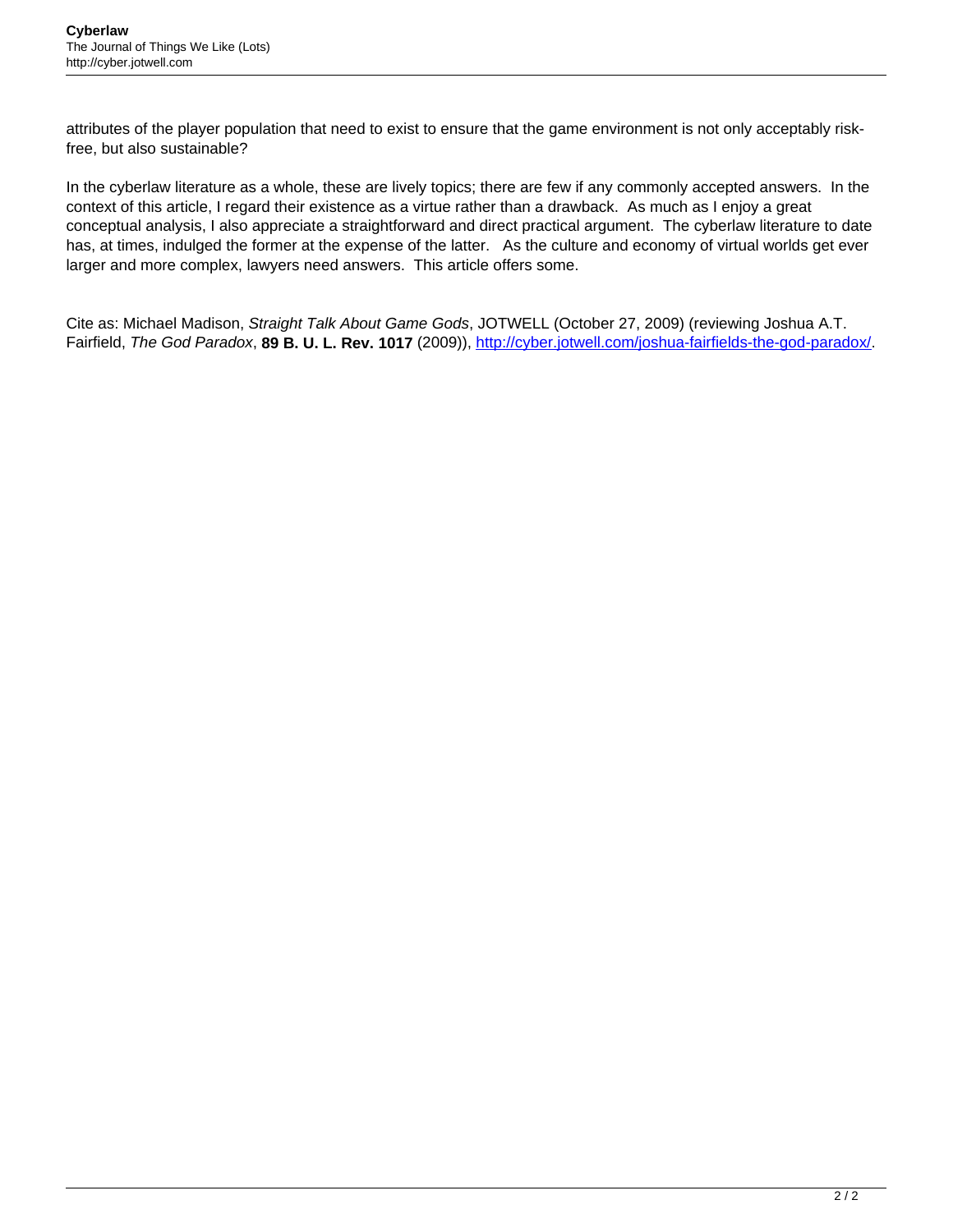attributes of the player population that need to exist to ensure that the game environment is not only acceptably risk-free, but also sustainable?

In the cyberlaw literature as a whole, these are lively topics; there are few if any commonly accepted answers. In the context of this article, I regard their existence as a virtue rather than a drawback. As much as I enjoy a great conceptual analysis, I also appreciate a straightforward and direct practical argument. The cyberlaw literature to date has, at times, indulged the former at the expense of the latter. As the culture and economy of virtual worlds get ever larger and more complex, lawyers need answers. This article offers some.

Cite as: Michael Madison, *Straight Talk About Game Gods*, JOTWELL (October 27, 2009) (reviewing Joshua A.T. Fairfield, *The God Paradox*, **89 B. U. L. Rev. 1017** (2009)), http://cyber.jotwell.com/joshua-fairfields-the-god-paradox/.